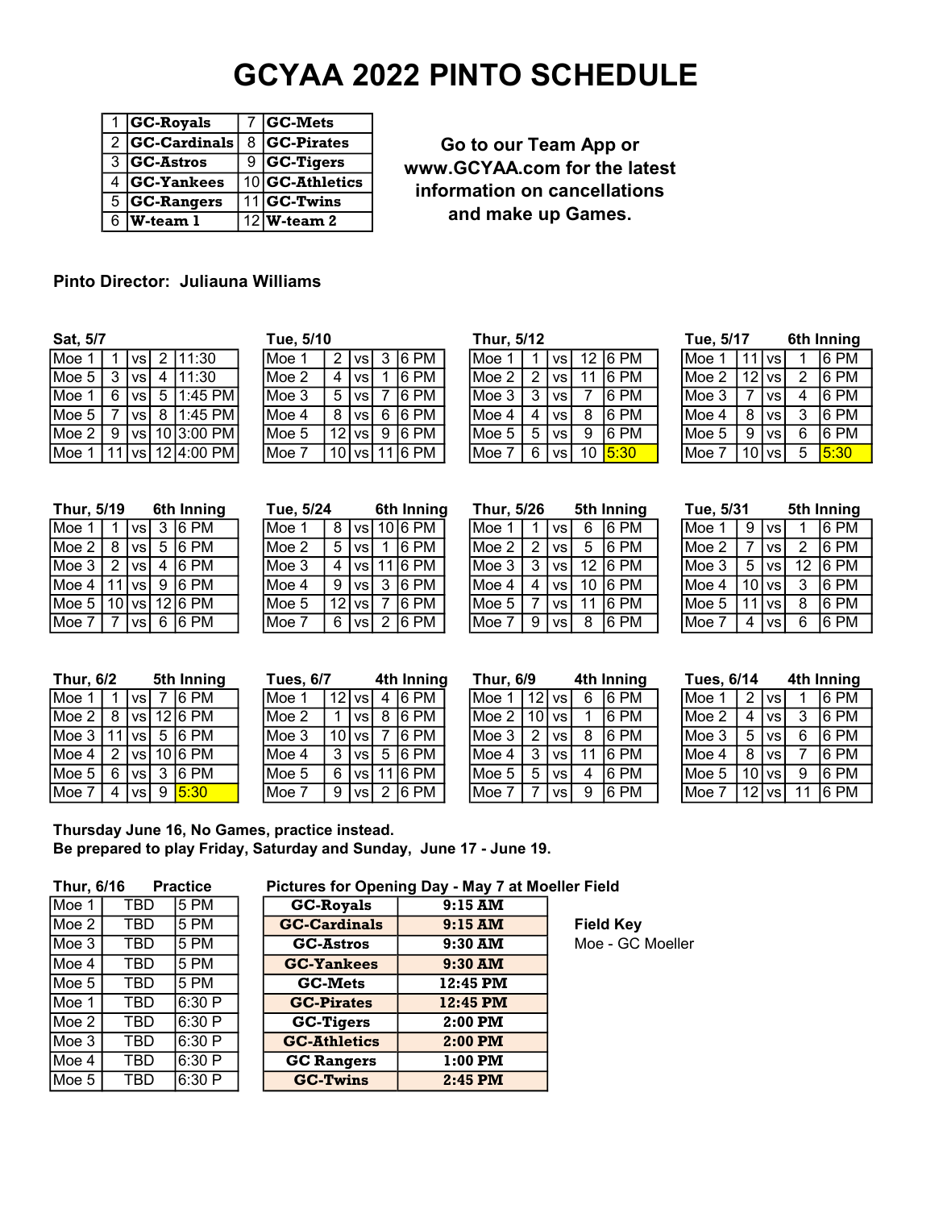# GCYAA 2022 PINTO SCHEDULE

| # | Team | # | Team |
|---|---|---|---|
| 1 | GC-Royals | 7 | GC-Mets |
| 2 | GC-Cardinals | 8 | GC-Pirates |
| 3 | GC-Astros | 9 | GC-Tigers |
| 4 | GC-Yankees | 10 | GC-Athletics |
| 5 | GC-Rangers | 11 | GC-Twins |
| 6 | W-team 1 | 12 | W-team 2 |

**Go to our Team App or www.GCYAA.com for the latest information on cancellations and make up Games.**

**Pinto Director: Juliauna Williams**

**Sat, 5/7**

| Field | Team | | Team | Time |
|---|---|---|---|---|
| Moe 1 | 1 | vs | 2 | 11:30 |
| Moe 5 | 3 | vs | 4 | 11:30 |
| Moe 1 | 6 | vs | 5 | 1:45 PM |
| Moe 5 | 7 | vs | 8 | 1:45 PM |
| Moe 2 | 9 | vs | 10 | 3:00 PM |
| Moe 1 | 11 | vs | 12 | 4:00 PM |

**Tue, 5/10**

| Field | Team | | Team | Time |
|---|---|---|---|---|
| Moe 1 | 2 | vs | 3 | 6 PM |
| Moe 2 | 4 | vs | 1 | 6 PM |
| Moe 3 | 5 | vs | 7 | 6 PM |
| Moe 4 | 8 | vs | 6 | 6 PM |
| Moe 5 | 12 | vs | 9 | 6 PM |
| Moe 7 | 10 | vs | 11 | 6 PM |

**Thur, 5/12**

| Field | Team | | Team | Time |
|---|---|---|---|---|
| Moe 1 | 1 | vs | 12 | 6 PM |
| Moe 2 | 2 | vs | 11 | 6 PM |
| Moe 3 | 3 | vs | 7 | 6 PM |
| Moe 4 | 4 | vs | 8 | 6 PM |
| Moe 5 | 5 | vs | 9 | 6 PM |
| Moe 7 | 6 | vs | 10 | 5:30 |

**Tue, 5/17 — 6th Inning**

| Field | Team | | Team | Time |
|---|---|---|---|---|
| Moe 1 | 11 | vs | 1 | 6 PM |
| Moe 2 | 12 | vs | 2 | 6 PM |
| Moe 3 | 7 | vs | 4 | 6 PM |
| Moe 4 | 8 | vs | 3 | 6 PM |
| Moe 5 | 9 | vs | 6 | 6 PM |
| Moe 7 | 10 | vs | 5 | 5:30 |

**Thur, 5/19 — 6th Inning**

| Field | Team | | Team | Time |
|---|---|---|---|---|
| Moe 1 | 1 | vs | 3 | 6 PM |
| Moe 2 | 8 | vs | 5 | 6 PM |
| Moe 3 | 2 | vs | 4 | 6 PM |
| Moe 4 | 11 | vs | 9 | 6 PM |
| Moe 5 | 10 | vs | 12 | 6 PM |
| Moe 7 | 7 | vs | 6 | 6 PM |

**Tue, 5/24 — 6th Inning**

| Field | Team | | Team | Time |
|---|---|---|---|---|
| Moe 1 | 8 | vs | 10 | 6 PM |
| Moe 2 | 5 | vs | 1 | 6 PM |
| Moe 3 | 4 | vs | 11 | 6 PM |
| Moe 4 | 9 | vs | 3 | 6 PM |
| Moe 5 | 12 | vs | 7 | 6 PM |
| Moe 7 | 6 | vs | 2 | 6 PM |

**Thur, 5/26 — 5th Inning**

| Field | Team | | Team | Time |
|---|---|---|---|---|
| Moe 1 | 1 | vs | 6 | 6 PM |
| Moe 2 | 2 | vs | 5 | 6 PM |
| Moe 3 | 3 | vs | 12 | 6 PM |
| Moe 4 | 4 | vs | 10 | 6 PM |
| Moe 5 | 7 | vs | 11 | 6 PM |
| Moe 7 | 9 | vs | 8 | 6 PM |

**Tue, 5/31 — 5th Inning**

| Field | Team | | Team | Time |
|---|---|---|---|---|
| Moe 1 | 9 | vs | 1 | 6 PM |
| Moe 2 | 7 | vs | 2 | 6 PM |
| Moe 3 | 5 | vs | 12 | 6 PM |
| Moe 4 | 10 | vs | 3 | 6 PM |
| Moe 5 | 11 | vs | 8 | 6 PM |
| Moe 7 | 4 | vs | 6 | 6 PM |

**Thur, 6/2 — 5th Inning**

| Field | Team | | Team | Time |
|---|---|---|---|---|
| Moe 1 | 1 | vs | 7 | 6 PM |
| Moe 2 | 8 | vs | 12 | 6 PM |
| Moe 3 | 11 | vs | 5 | 6 PM |
| Moe 4 | 2 | vs | 10 | 6 PM |
| Moe 5 | 6 | vs | 3 | 6 PM |
| Moe 7 | 4 | vs | 9 | 5:30 |

**Tues, 6/7 — 4th Inning**

| Field | Team | | Team | Time |
|---|---|---|---|---|
| Moe 1 | 12 | vs | 4 | 6 PM |
| Moe 2 | 1 | vs | 8 | 6 PM |
| Moe 3 | 10 | vs | 7 | 6 PM |
| Moe 4 | 3 | vs | 5 | 6 PM |
| Moe 5 | 6 | vs | 11 | 6 PM |
| Moe 7 | 9 | vs | 2 | 6 PM |

**Thur, 6/9 — 4th Inning**

| Field | Team | | Team | Time |
|---|---|---|---|---|
| Moe 1 | 12 | vs | 6 | 6 PM |
| Moe 2 | 10 | vs | 1 | 6 PM |
| Moe 3 | 2 | vs | 8 | 6 PM |
| Moe 4 | 3 | vs | 11 | 6 PM |
| Moe 5 | 5 | vs | 4 | 6 PM |
| Moe 7 | 7 | vs | 9 | 6 PM |

**Tues, 6/14 — 4th Inning**

| Field | Team | | Team | Time |
|---|---|---|---|---|
| Moe 1 | 2 | vs | 1 | 6 PM |
| Moe 2 | 4 | vs | 3 | 6 PM |
| Moe 3 | 5 | vs | 6 | 6 PM |
| Moe 4 | 8 | vs | 7 | 6 PM |
| Moe 5 | 10 | vs | 9 | 6 PM |
| Moe 7 | 12 | vs | 11 | 6 PM |

**Thursday June 16, No Games, practice instead.**
**Be prepared to play Friday, Saturday and Sunday, June 17 - June 19.**

**Thur, 6/16 — Practice**

| Field | Team | Time |
|---|---|---|
| Moe 1 | TBD | 5 PM |
| Moe 2 | TBD | 5 PM |
| Moe 3 | TBD | 5 PM |
| Moe 4 | TBD | 5 PM |
| Moe 5 | TBD | 5 PM |
| Moe 1 | TBD | 6:30 P |
| Moe 2 | TBD | 6:30 P |
| Moe 3 | TBD | 6:30 P |
| Moe 4 | TBD | 6:30 P |
| Moe 5 | TBD | 6:30 P |

**Pictures for Opening Day - May 7 at Moeller Field**

| Team | Time |
|---|---|
| GC-Royals | 9:15 AM |
| GC-Cardinals | 9:15 AM |
| GC-Astros | 9:30 AM |
| GC-Yankees | 9:30 AM |
| GC-Mets | 12:45 PM |
| GC-Pirates | 12:45 PM |
| GC-Tigers | 2:00 PM |
| GC-Athletics | 2:00 PM |
| GC Rangers | 1:00 PM |
| GC-Twins | 2:45 PM |

**Field Key**

Moe - GC Moeller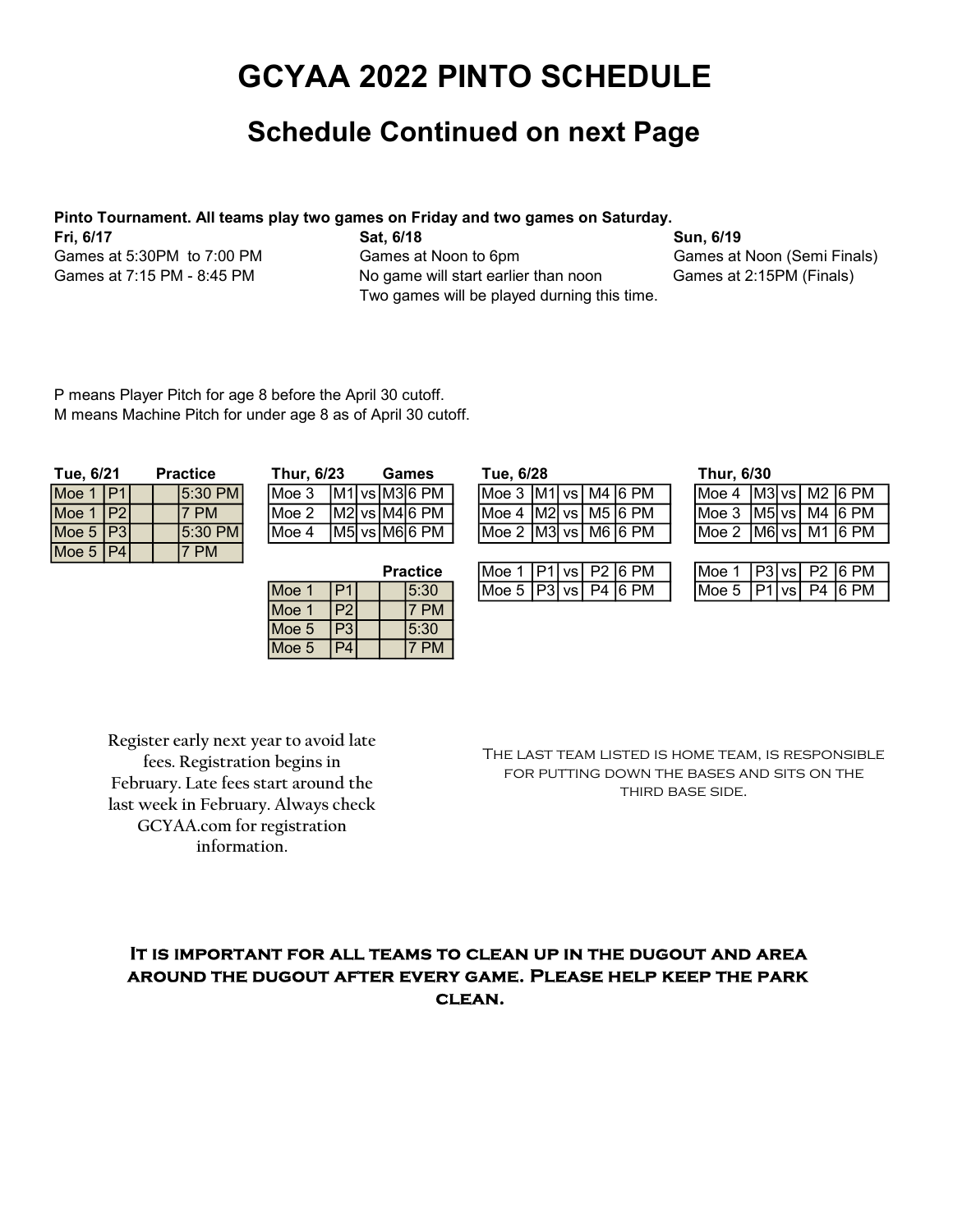# GCYAA 2022 PINTO SCHEDULE

## Schedule Continued on next Page

**Pinto Tournament. All teams play two games on Friday and two games on Saturday.**

**Fri, 6/17**
Games at 5:30PM to 7:00 PM
Games at 7:15 PM - 8:45 PM

**Sat, 6/18**
Games at Noon to 6pm
No game will start earlier than noon
Two games will be played durning this time.

**Sun, 6/19**
Games at Noon (Semi Finals)
Games at 2:15PM (Finals)

P means Player Pitch for age 8 before the April 30 cutoff.
M means Machine Pitch for under age 8 as of April 30 cutoff.

**Tue, 6/21 Practice**

| | | | | |
|---|---|---|---|---|
| Moe 1 | P1 | | | 5:30 PM |
| Moe 1 | P2 | | | 7 PM |
| Moe 5 | P3 | | | 5:30 PM |
| Moe 5 | P4 | | | 7 PM |

**Thur, 6/23 Games**

| | | | | |
|---|---|---|---|---|
| Moe 3 | M1 | vs | M3 | 6 PM |
| Moe 2 | M2 | vs | M4 | 6 PM |
| Moe 4 | M5 | vs | M6 | 6 PM |

**Practice**

| | | | | |
|---|---|---|---|---|
| Moe 1 | P1 | | | 5:30 |
| Moe 1 | P2 | | | 7 PM |
| Moe 5 | P3 | | | 5:30 |
| Moe 5 | P4 | | | 7 PM |

**Tue, 6/28**

| | | | | |
|---|---|---|---|---|
| Moe 3 | M1 | vs | M4 | 6 PM |
| Moe 4 | M2 | vs | M5 | 6 PM |
| Moe 2 | M3 | vs | M6 | 6 PM |
| Moe 1 | P1 | vs | P2 | 6 PM |
| Moe 5 | P3 | vs | P4 | 6 PM |

**Thur, 6/30**

| | | | | |
|---|---|---|---|---|
| Moe 4 | M3 | vs | M2 | 6 PM |
| Moe 3 | M5 | vs | M4 | 6 PM |
| Moe 2 | M6 | vs | M1 | 6 PM |
| Moe 1 | P3 | vs | P2 | 6 PM |
| Moe 5 | P1 | vs | P4 | 6 PM |

Register early next year to avoid late fees. Registration begins in February. Late fees start around the last week in February. Always check GCYAA.com for registration information.

The last team listed is home team, is responsible for putting down the bases and sits on the third base side.

**It is important for all teams to clean up in the dugout and area around the dugout after every game. Please help keep the park clean.**